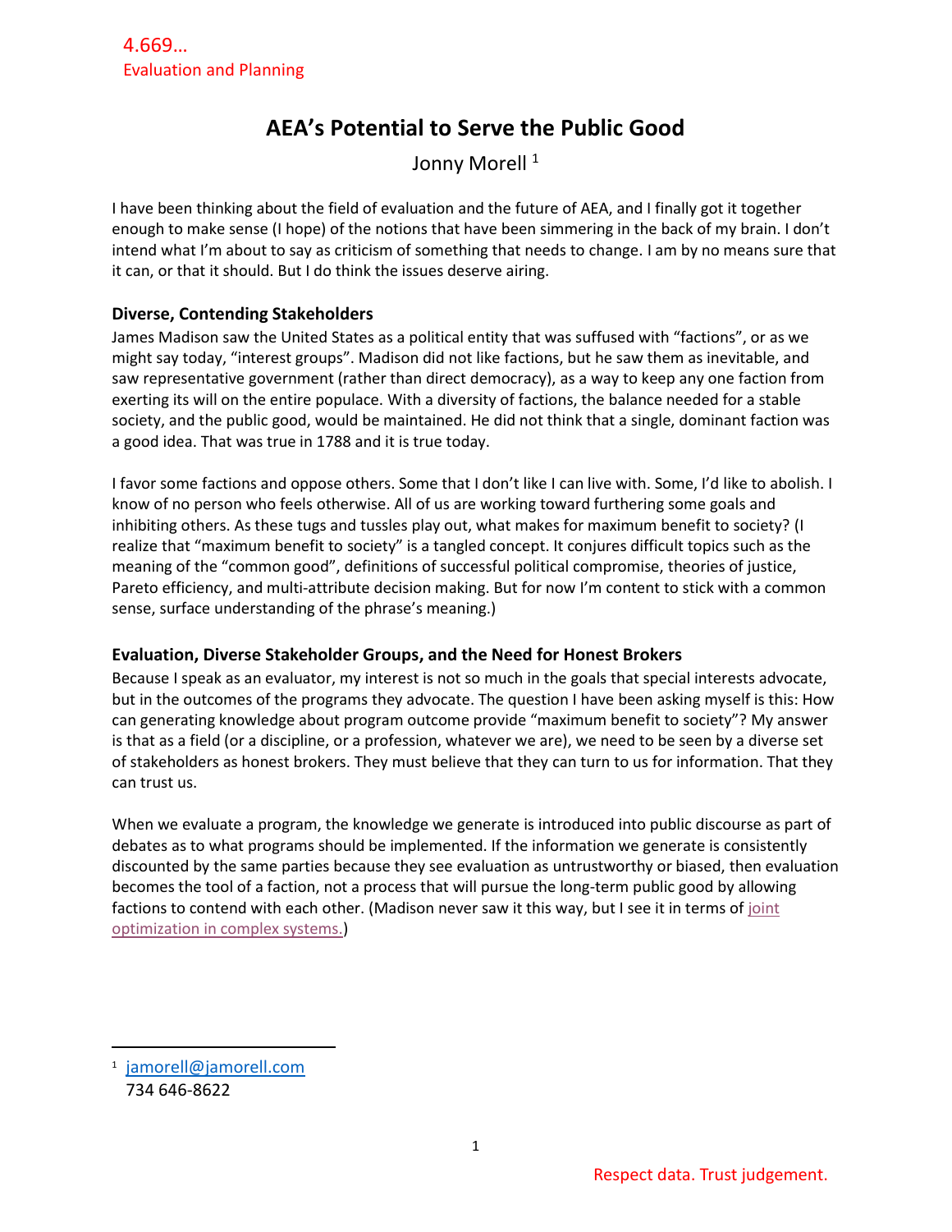# AEA's Potential to Serve the Public Good

Jonny Morell [1]

I have been thinking about the field of evaluation and the future of AEA, and I finally got it together enough to make sense (I hope) of the notions that have been simmering in the back of my brain. I don't intend what I'm about to say as criticism of something that needs to change. I am by no means sure that it can, or that it should. But I do think the issues deserve airing.

### Diverse, Contending Stakeholders

James Madison saw the United States as a political entity that was suffused with "factions", or as we might say today, "interest groups". Madison did not like factions, but he saw them as inevitable, and saw representative government (rather than direct democracy), as a way to keep any one faction from exerting its will on the entire populace. With a diversity of factions, the balance needed for a stable society, and the public good, would be maintained. He did not think that a single, dominant faction was a good idea. That was true in 1788 and it is true today.

I favor some factions and oppose others. Some that I don't like I can live with. Some, I'd like to abolish. I know of no person who feels otherwise. All of us are working toward furthering some goals and inhibiting others. As these tugs and tussles play out, what makes for maximum benefit to society? (I realize that "maximum benefit to society" is a tangled concept. It conjures difficult topics such as the meaning of the "common good", definitions of successful political compromise, theories of justice, Pareto efficiency, and multi-attribute decision making. But for now I'm content to stick with a common sense, surface understanding of the phrase's meaning.)

### Evaluation, Diverse Stakeholder Groups, and the Need for Honest Brokers

Because I speak as an evaluator, my interest is not so much in the goals that special interests advocate, but in the outcomes of the programs they advocate. The question I have been asking myself is this: How can generating knowledge about program outcome provide "maximum benefit to society"? My answer is that as a field (or a discipline, or a profession, whatever we are), we need to be seen by a diverse set of stakeholders as honest brokers. They must believe that they can turn to us for information. That they can trust us.

When we evaluate a program, the knowledge we generate is introduced into public discourse as part of debates as to what programs should be implemented. If the information we generate is consistently discounted by the same parties because they see evaluation as untrustworthy or biased, then evaluation becomes the tool of a faction, not a process that will pursue the long-term public good by allowing factions to contend with each other. (Madison never saw it this way, but I see it in terms of joint optimization in complex systems.)

---

[1] jamorell@jamorell.com
734 646-8622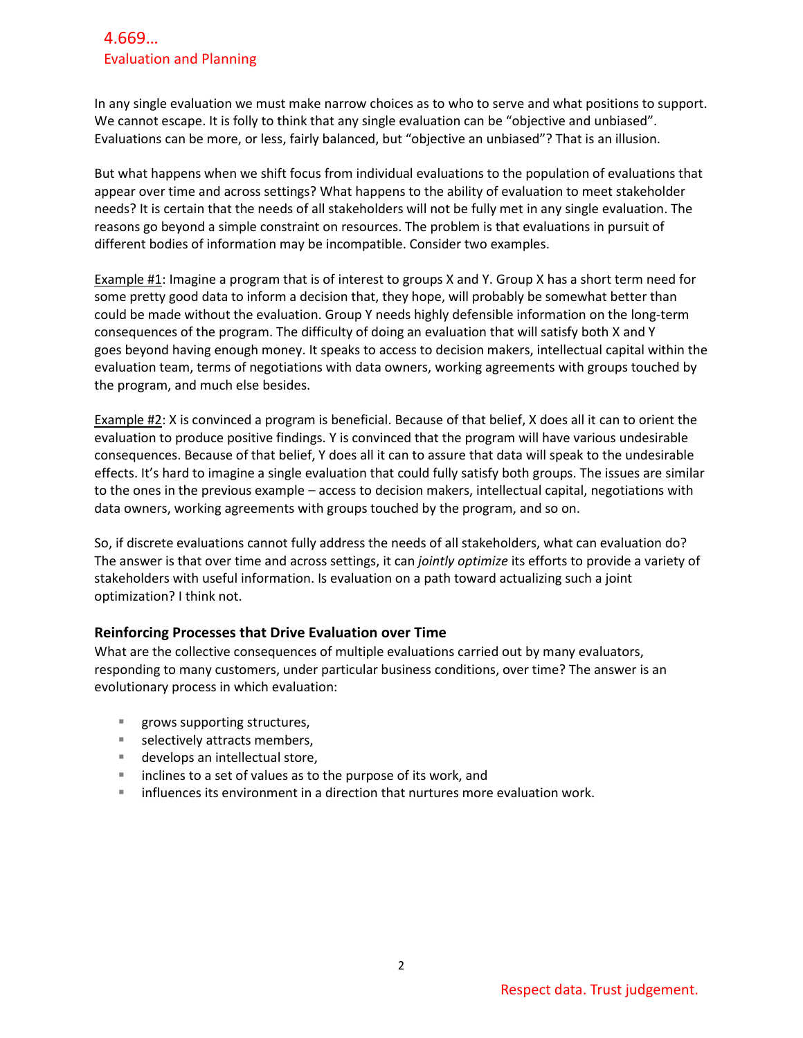In any single evaluation we must make narrow choices as to who to serve and what positions to support. We cannot escape. It is folly to think that any single evaluation can be "objective and unbiased". Evaluations can be more, or less, fairly balanced, but "objective an unbiased"? That is an illusion.

But what happens when we shift focus from individual evaluations to the population of evaluations that appear over time and across settings? What happens to the ability of evaluation to meet stakeholder needs? It is certain that the needs of all stakeholders will not be fully met in any single evaluation. The reasons go beyond a simple constraint on resources. The problem is that evaluations in pursuit of different bodies of information may be incompatible. Consider two examples.

Example #1: Imagine a program that is of interest to groups X and Y. Group X has a short term need for some pretty good data to inform a decision that, they hope, will probably be somewhat better than could be made without the evaluation. Group Y needs highly defensible information on the long-term consequences of the program. The difficulty of doing an evaluation that will satisfy both X and Y goes beyond having enough money. It speaks to access to decision makers, intellectual capital within the evaluation team, terms of negotiations with data owners, working agreements with groups touched by the program, and much else besides.

Example #2: X is convinced a program is beneficial. Because of that belief, X does all it can to orient the evaluation to produce positive findings. Y is convinced that the program will have various undesirable consequences. Because of that belief, Y does all it can to assure that data will speak to the undesirable effects. It's hard to imagine a single evaluation that could fully satisfy both groups. The issues are similar to the ones in the previous example – access to decision makers, intellectual capital, negotiations with data owners, working agreements with groups touched by the program, and so on.

So, if discrete evaluations cannot fully address the needs of all stakeholders, what can evaluation do? The answer is that over time and across settings, it can *jointly optimize* its efforts to provide a variety of stakeholders with useful information. Is evaluation on a path toward actualizing such a joint optimization? I think not.

### Reinforcing Processes that Drive Evaluation over Time

What are the collective consequences of multiple evaluations carried out by many evaluators, responding to many customers, under particular business conditions, over time? The answer is an evolutionary process in which evaluation:

- grows supporting structures,
- selectively attracts members,
- develops an intellectual store,
- inclines to a set of values as to the purpose of its work, and
- influences its environment in a direction that nurtures more evaluation work.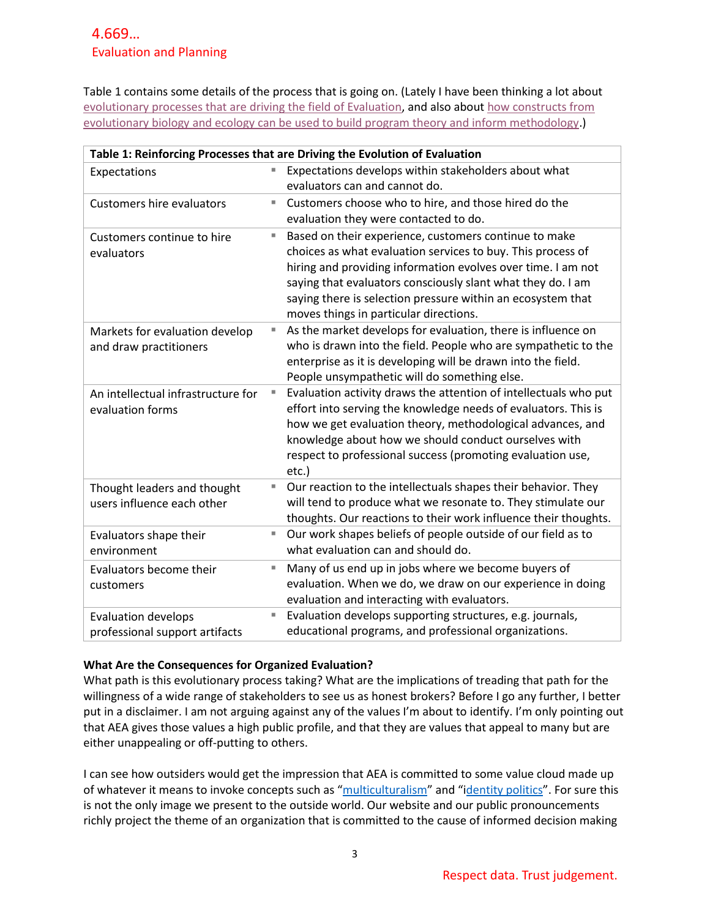Table 1 contains some details of the process that is going on. (Lately I have been thinking a lot about evolutionary processes that are driving the field of Evaluation, and also about how constructs from evolutionary biology and ecology can be used to build program theory and inform methodology.)

| Table 1: Reinforcing Processes that are Driving the Evolution of Evaluation | |
|---|---|
| Expectations | ▪ Expectations develops within stakeholders about what evaluators can and cannot do. |
| Customers hire evaluators | ▪ Customers choose who to hire, and those hired do the evaluation they were contacted to do. |
| Customers continue to hire evaluators | ▪ Based on their experience, customers continue to make choices as what evaluation services to buy. This process of hiring and providing information evolves over time. I am not saying that evaluators consciously slant what they do. I am saying there is selection pressure within an ecosystem that moves things in particular directions. |
| Markets for evaluation develop and draw practitioners | ▪ As the market develops for evaluation, there is influence on who is drawn into the field. People who are sympathetic to the enterprise as it is developing will be drawn into the field. People unsympathetic will do something else. |
| An intellectual infrastructure for evaluation forms | ▪ Evaluation activity draws the attention of intellectuals who put effort into serving the knowledge needs of evaluators. This is how we get evaluation theory, methodological advances, and knowledge about how we should conduct ourselves with respect to professional success (promoting evaluation use, etc.) |
| Thought leaders and thought users influence each other | ▪ Our reaction to the intellectuals shapes their behavior. They will tend to produce what we resonate to. They stimulate our thoughts. Our reactions to their work influence their thoughts. |
| Evaluators shape their environment | ▪ Our work shapes beliefs of people outside of our field as to what evaluation can and should do. |
| Evaluators become their customers | ▪ Many of us end up in jobs where we become buyers of evaluation. When we do, we draw on our experience in doing evaluation and interacting with evaluators. |
| Evaluation develops professional support artifacts | ▪ Evaluation develops supporting structures, e.g. journals, educational programs, and professional organizations. |

**What Are the Consequences for Organized Evaluation?**

What path is this evolutionary process taking? What are the implications of treading that path for the willingness of a wide range of stakeholders to see us as honest brokers? Before I go any further, I better put in a disclaimer. I am not arguing against any of the values I'm about to identify. I'm only pointing out that AEA gives those values a high public profile, and that they are values that appeal to many but are either unappealing or off-putting to others.

I can see how outsiders would get the impression that AEA is committed to some value cloud made up of whatever it means to invoke concepts such as "multiculturalism" and "identity politics". For sure this is not the only image we present to the outside world. Our website and our public pronouncements richly project the theme of an organization that is committed to the cause of informed decision making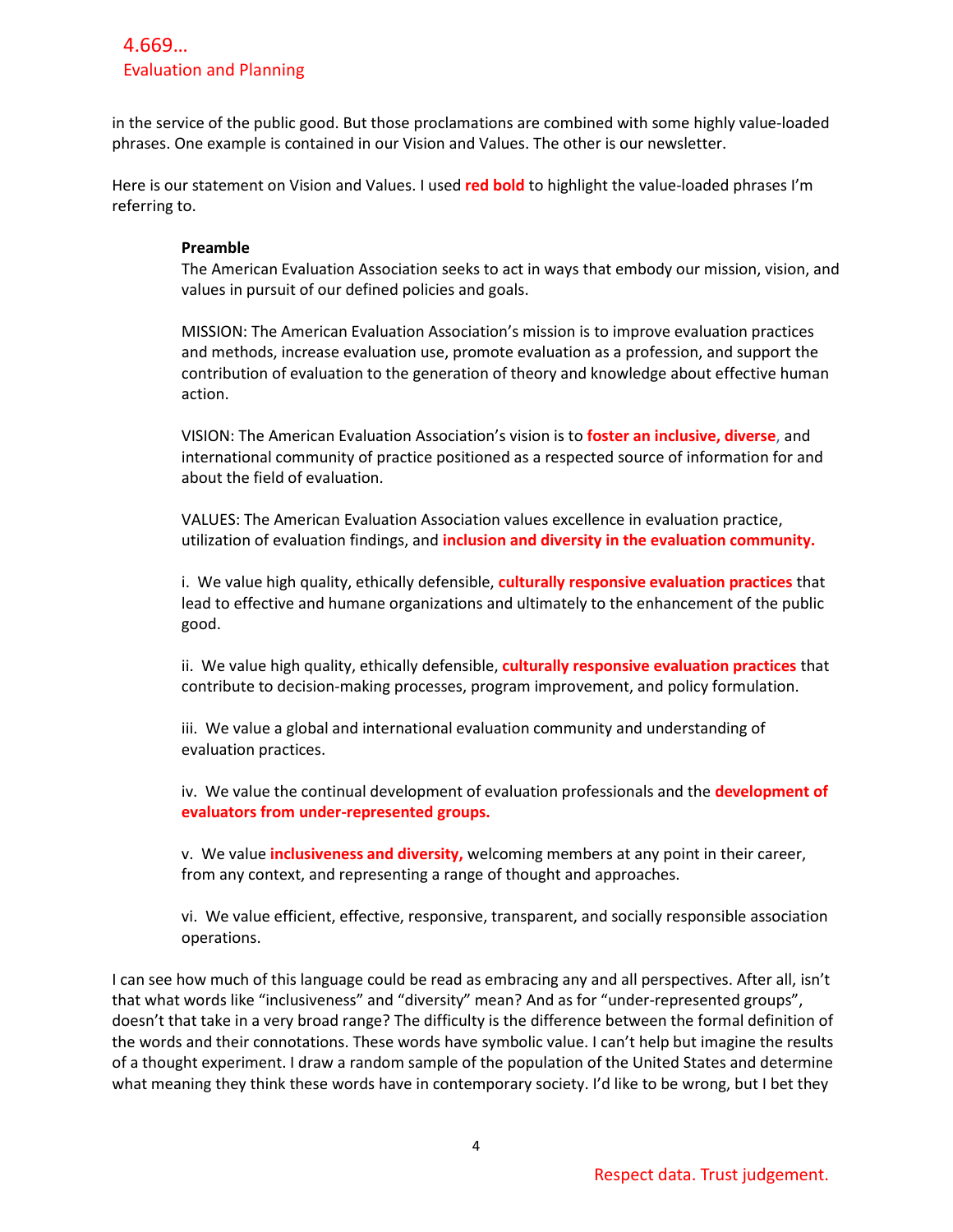in the service of the public good. But those proclamations are combined with some highly value-loaded phrases. One example is contained in our Vision and Values. The other is our newsletter.

Here is our statement on Vision and Values. I used **red bold** to highlight the value-loaded phrases I'm referring to.

> **Preamble**
> The American Evaluation Association seeks to act in ways that embody our mission, vision, and values in pursuit of our defined policies and goals.
>
> MISSION: The American Evaluation Association's mission is to improve evaluation practices and methods, increase evaluation use, promote evaluation as a profession, and support the contribution of evaluation to the generation of theory and knowledge about effective human action.
>
> VISION: The American Evaluation Association's vision is to **foster an inclusive, diverse**, and international community of practice positioned as a respected source of information for and about the field of evaluation.
>
> VALUES: The American Evaluation Association values excellence in evaluation practice, utilization of evaluation findings, and **inclusion and diversity in the evaluation community.**
>
> i. We value high quality, ethically defensible, **culturally responsive evaluation practices** that lead to effective and humane organizations and ultimately to the enhancement of the public good.
>
> ii. We value high quality, ethically defensible, **culturally responsive evaluation practices** that contribute to decision-making processes, program improvement, and policy formulation.
>
> iii. We value a global and international evaluation community and understanding of evaluation practices.
>
> iv. We value the continual development of evaluation professionals and the **development of evaluators from under-represented groups.**
>
> v. We value **inclusiveness and diversity,** welcoming members at any point in their career, from any context, and representing a range of thought and approaches.
>
> vi. We value efficient, effective, responsive, transparent, and socially responsible association operations.

I can see how much of this language could be read as embracing any and all perspectives. After all, isn't that what words like "inclusiveness" and "diversity" mean? And as for "under-represented groups", doesn't that take in a very broad range? The difficulty is the difference between the formal definition of the words and their connotations. These words have symbolic value. I can't help but imagine the results of a thought experiment. I draw a random sample of the population of the United States and determine what meaning they think these words have in contemporary society. I'd like to be wrong, but I bet they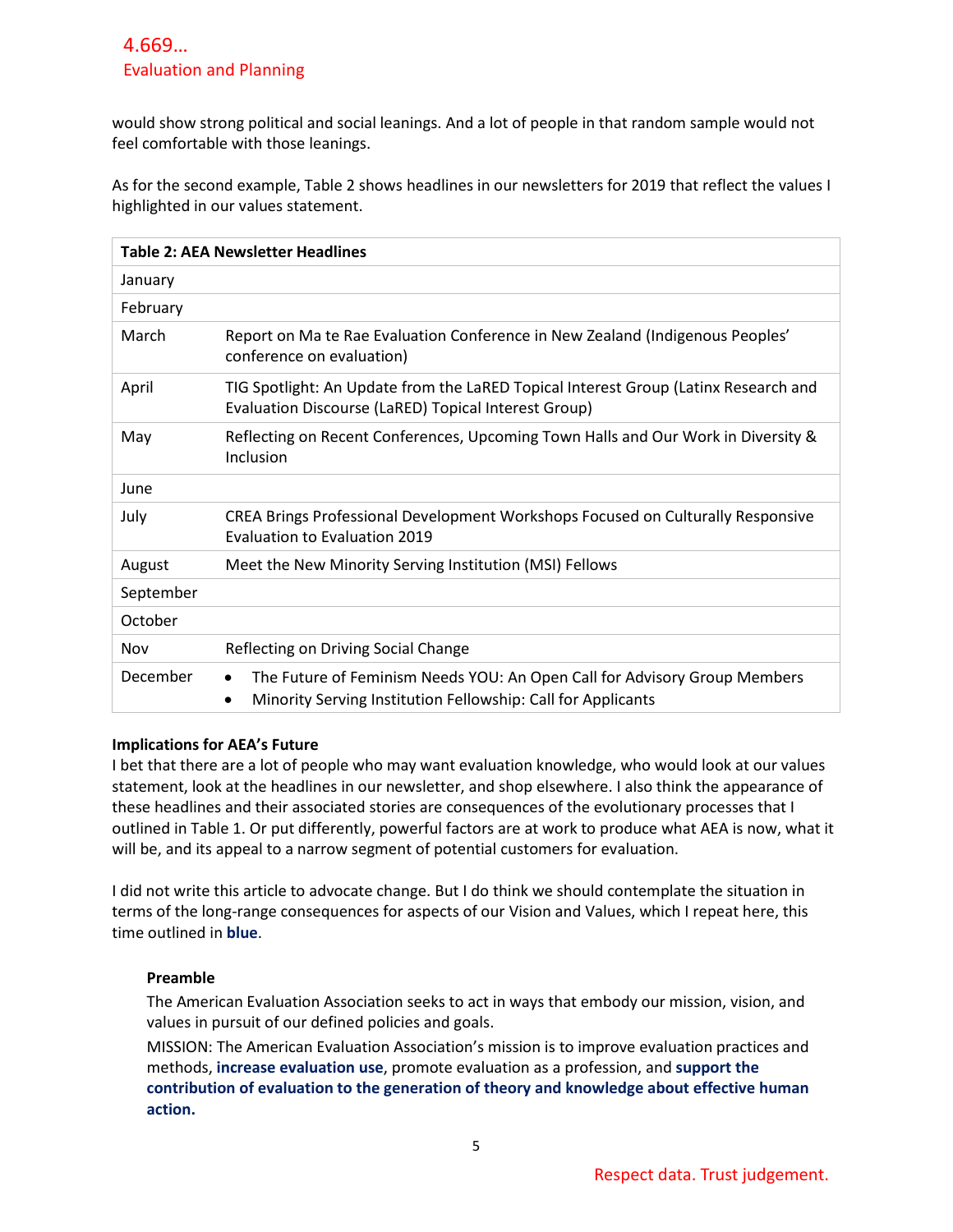would show strong political and social leanings. And a lot of people in that random sample would not feel comfortable with those leanings.

As for the second example, Table 2 shows headlines in our newsletters for 2019 that reflect the values I highlighted in our values statement.

| **Table 2: AEA Newsletter Headlines** | |
|---|---|
| January | |
| February | |
| March | Report on Ma te Rae Evaluation Conference in New Zealand (Indigenous Peoples' conference on evaluation) |
| April | TIG Spotlight: An Update from the LaRED Topical Interest Group (Latinx Research and Evaluation Discourse (LaRED) Topical Interest Group) |
| May | Reflecting on Recent Conferences, Upcoming Town Halls and Our Work in Diversity & Inclusion |
| June | |
| July | CREA Brings Professional Development Workshops Focused on Culturally Responsive Evaluation to Evaluation 2019 |
| August | Meet the New Minority Serving Institution (MSI) Fellows |
| September | |
| October | |
| Nov | Reflecting on Driving Social Change |
| December | • The Future of Feminism Needs YOU: An Open Call for Advisory Group Members<br>• Minority Serving Institution Fellowship: Call for Applicants |

**Implications for AEA's Future**

I bet that there are a lot of people who may want evaluation knowledge, who would look at our values statement, look at the headlines in our newsletter, and shop elsewhere. I also think the appearance of these headlines and their associated stories are consequences of the evolutionary processes that I outlined in Table 1. Or put differently, powerful factors are at work to produce what AEA is now, what it will be, and its appeal to a narrow segment of potential customers for evaluation.

I did not write this article to advocate change. But I do think we should contemplate the situation in terms of the long-range consequences for aspects of our Vision and Values, which I repeat here, this time outlined in **blue**.

> **Preamble**
>
> The American Evaluation Association seeks to act in ways that embody our mission, vision, and values in pursuit of our defined policies and goals.
>
> MISSION: The American Evaluation Association's mission is to improve evaluation practices and methods, **increase evaluation use**, promote evaluation as a profession, and **support the contribution of evaluation to the generation of theory and knowledge about effective human action.**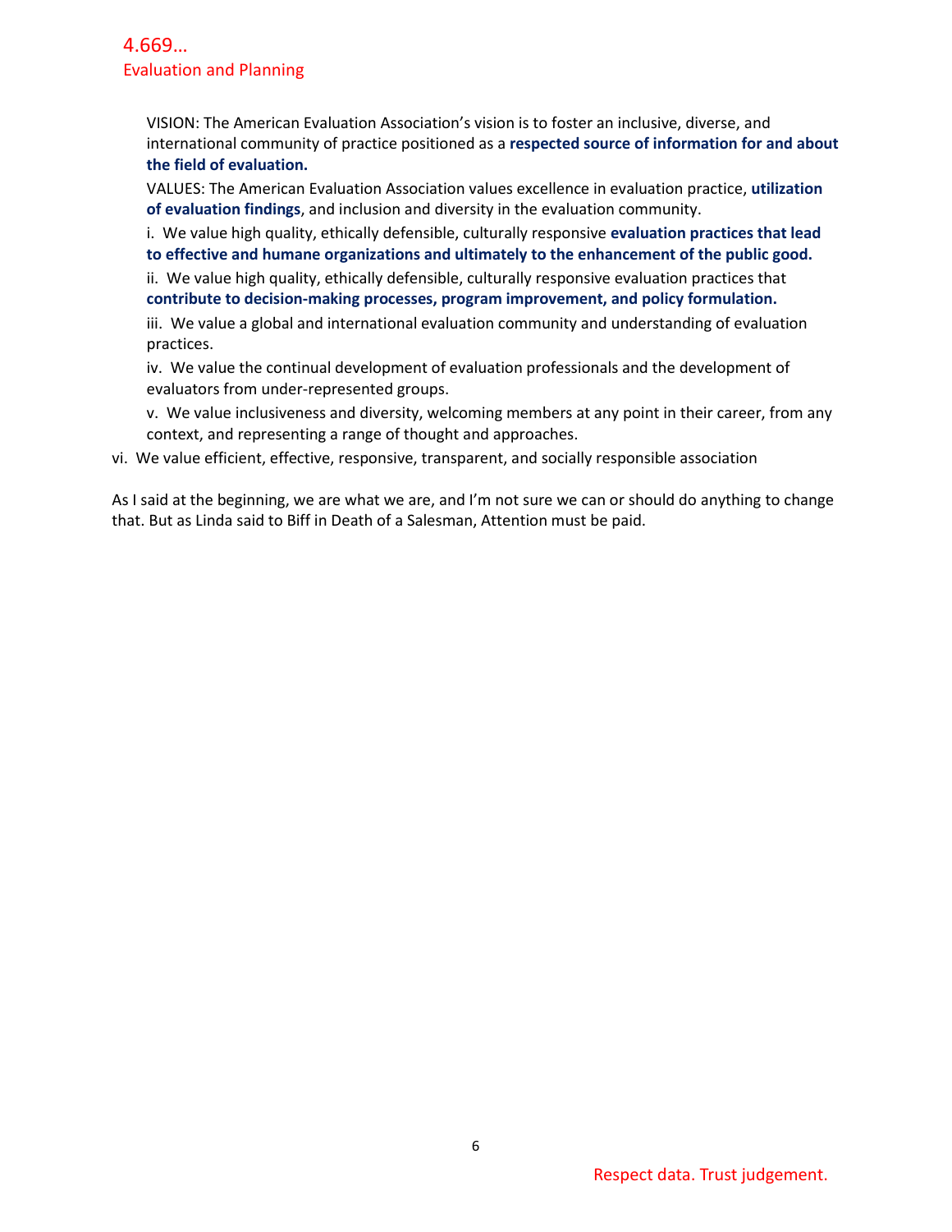VISION: The American Evaluation Association's vision is to foster an inclusive, diverse, and international community of practice positioned as a **respected source of information for and about the field of evaluation.**

VALUES: The American Evaluation Association values excellence in evaluation practice, **utilization of evaluation findings**, and inclusion and diversity in the evaluation community.

i. We value high quality, ethically defensible, culturally responsive **evaluation practices that lead to effective and humane organizations and ultimately to the enhancement of the public good.**

ii. We value high quality, ethically defensible, culturally responsive evaluation practices that **contribute to decision-making processes, program improvement, and policy formulation.**

iii. We value a global and international evaluation community and understanding of evaluation practices.

iv. We value the continual development of evaluation professionals and the development of evaluators from under-represented groups.

v. We value inclusiveness and diversity, welcoming members at any point in their career, from any context, and representing a range of thought and approaches.

vi. We value efficient, effective, responsive, transparent, and socially responsible association

As I said at the beginning, we are what we are, and I'm not sure we can or should do anything to change that. But as Linda said to Biff in Death of a Salesman, Attention must be paid.